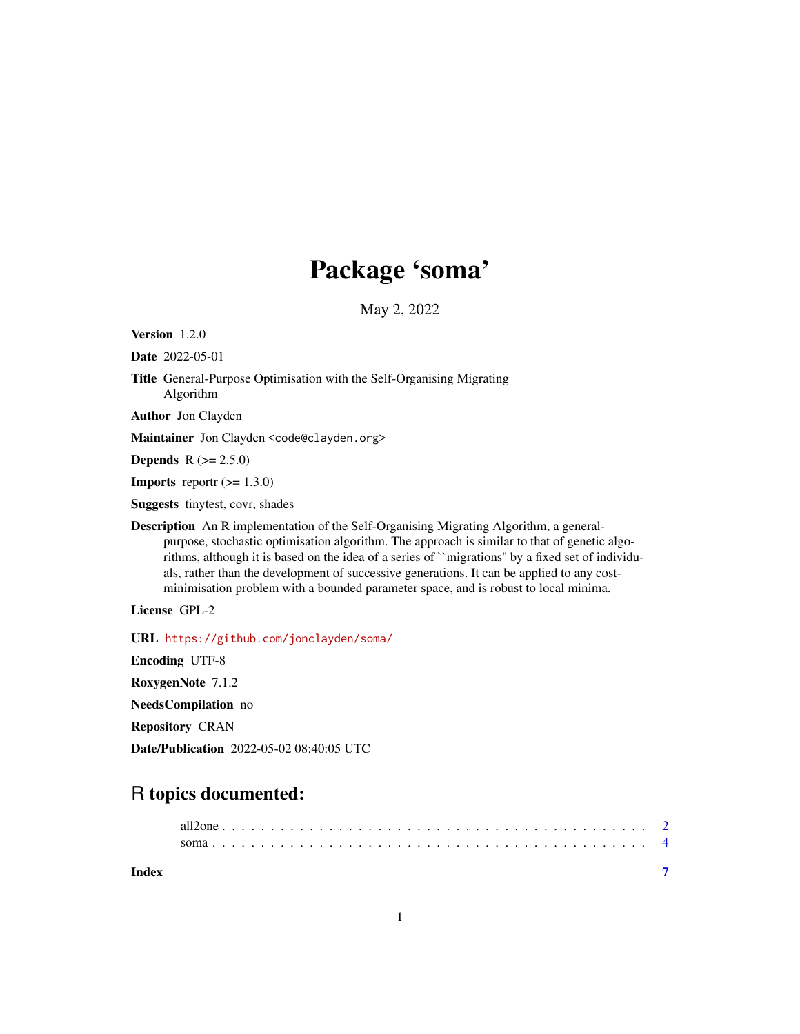# Package 'soma'

May 2, 2022

**Version** 1.2.0

**Date** 2022-05-01

**Title** General-Purpose Optimisation with the Self-Organising Migrating Algorithm

**Author** Jon Clayden

**Maintainer** Jon Clayden <code@clayden.org>

**Depends** R (>= 2.5.0)

**Imports** reportr (>= 1.3.0)

**Suggests** tinytest, covr, shades

**Description** An R implementation of the Self-Organising Migrating Algorithm, a general-purpose, stochastic optimisation algorithm. The approach is similar to that of genetic algorithms, although it is based on the idea of a series of ``migrations'' by a fixed set of individuals, rather than the development of successive generations. It can be applied to any cost-minimisation problem with a bounded parameter space, and is robust to local minima.

**License** GPL-2

**URL** https://github.com/jonclayden/soma/

**Encoding** UTF-8

**RoxygenNote** 7.1.2

**NeedsCompilation** no

**Repository** CRAN

**Date/Publication** 2022-05-02 08:40:05 UTC

## R topics documented:

- all2one . . . . . . . . . . . . . . . . . . . . . . . . . . . . . . . . . . . . . . . . . . 2
- soma . . . . . . . . . . . . . . . . . . . . . . . . . . . . . . . . . . . . . . . . . . . 4

**Index** **7**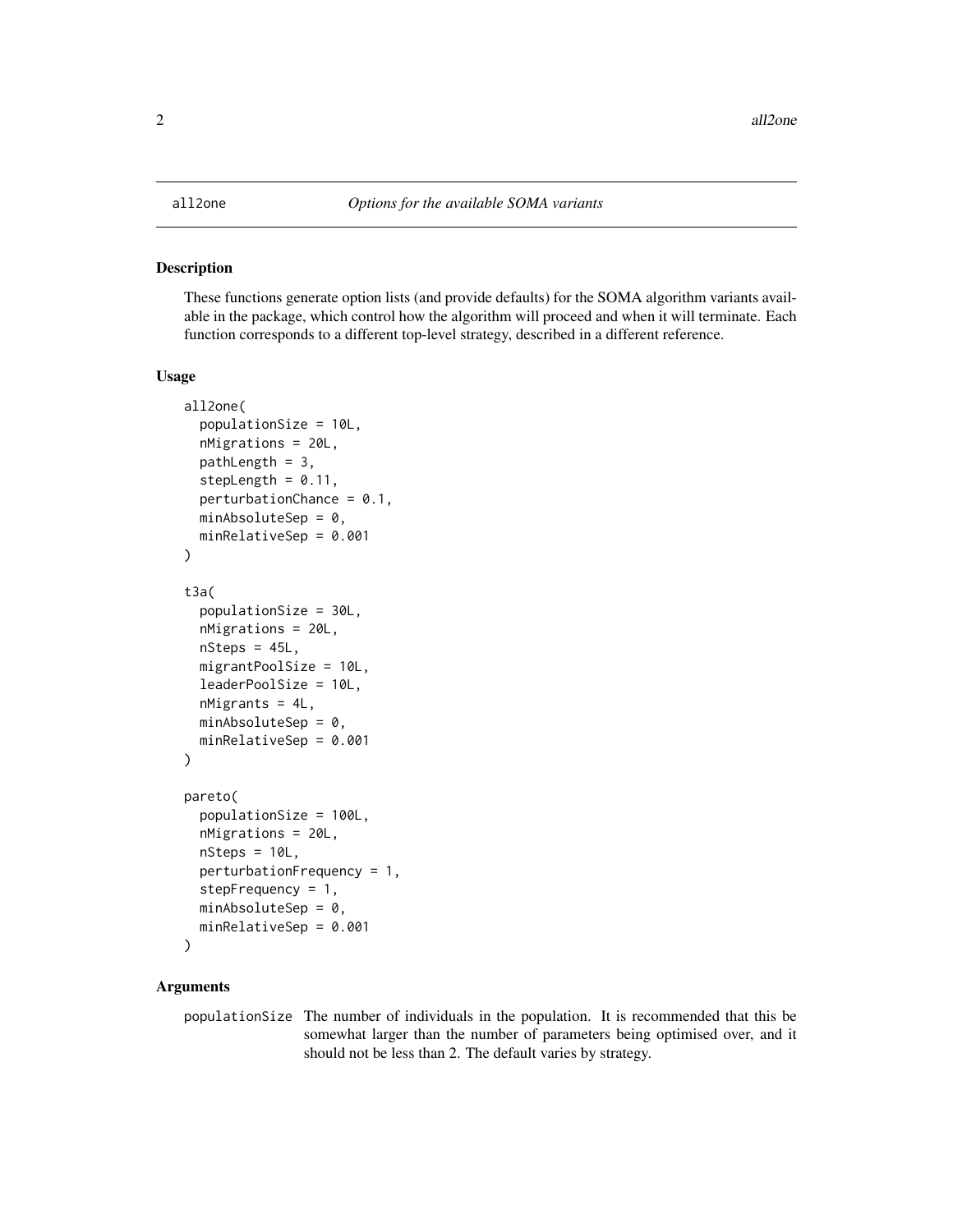all2one — *Options for the available SOMA variants*

## Description

These functions generate option lists (and provide defaults) for the SOMA algorithm variants available in the package, which control how the algorithm will proceed and when it will terminate. Each function corresponds to a different top-level strategy, described in a different reference.

## Usage

```
all2one(
  populationSize = 10L,
  nMigrations = 20L,
  pathLength = 3,
  stepLength = 0.11,
  perturbationChance = 0.1,
  minAbsoluteSep = 0,
  minRelativeSep = 0.001
)

t3a(
  populationSize = 30L,
  nMigrations = 20L,
  nSteps = 45L,
  migrantPoolSize = 10L,
  leaderPoolSize = 10L,
  nMigrants = 4L,
  minAbsoluteSep = 0,
  minRelativeSep = 0.001
)

pareto(
  populationSize = 100L,
  nMigrations = 20L,
  nSteps = 10L,
  perturbationFrequency = 1,
  stepFrequency = 1,
  minAbsoluteSep = 0,
  minRelativeSep = 0.001
)
```

## Arguments

`populationSize` The number of individuals in the population. It is recommended that this be somewhat larger than the number of parameters being optimised over, and it should not be less than 2. The default varies by strategy.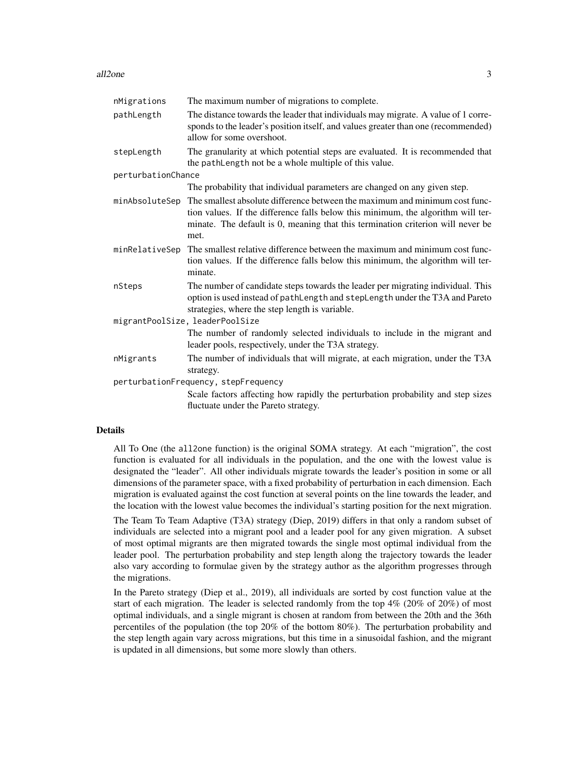| | |
|---|---|
| `nMigrations` | The maximum number of migrations to complete. |
| `pathLength` | The distance towards the leader that individuals may migrate. A value of 1 corresponds to the leader's position itself, and values greater than one (recommended) allow for some overshoot. |
| `stepLength` | The granularity at which potential steps are evaluated. It is recommended that the `pathLength` not be a whole multiple of this value. |
| `perturbationChance` | The probability that individual parameters are changed on any given step. |
| `minAbsoluteSep` | The smallest absolute difference between the maximum and minimum cost function values. If the difference falls below this minimum, the algorithm will terminate. The default is 0, meaning that this termination criterion will never be met. |
| `minRelativeSep` | The smallest relative difference between the maximum and minimum cost function values. If the difference falls below this minimum, the algorithm will terminate. |
| `nSteps` | The number of candidate steps towards the leader per migrating individual. This option is used instead of `pathLength` and `stepLength` under the T3A and Pareto strategies, where the step length is variable. |
| `migrantPoolSize, leaderPoolSize` | The number of randomly selected individuals to include in the migrant and leader pools, respectively, under the T3A strategy. |
| `nMigrants` | The number of individuals that will migrate, at each migration, under the T3A strategy. |
| `perturbationFrequency, stepFrequency` | Scale factors affecting how rapidly the perturbation probability and step sizes fluctuate under the Pareto strategy. |

## Details

All To One (the `all2one` function) is the original SOMA strategy. At each "migration", the cost function is evaluated for all individuals in the population, and the one with the lowest value is designated the "leader". All other individuals migrate towards the leader's position in some or all dimensions of the parameter space, with a fixed probability of perturbation in each dimension. Each migration is evaluated against the cost function at several points on the line towards the leader, and the location with the lowest value becomes the individual's starting position for the next migration.

The Team To Team Adaptive (T3A) strategy (Diep, 2019) differs in that only a random subset of individuals are selected into a migrant pool and a leader pool for any given migration. A subset of most optimal migrants are then migrated towards the single most optimal individual from the leader pool. The perturbation probability and step length along the trajectory towards the leader also vary according to formulae given by the strategy author as the algorithm progresses through the migrations.

In the Pareto strategy (Diep et al., 2019), all individuals are sorted by cost function value at the start of each migration. The leader is selected randomly from the top 4% (20% of 20%) of most optimal individuals, and a single migrant is chosen at random from between the 20th and the 36th percentiles of the population (the top 20% of the bottom 80%). The perturbation probability and the step length again vary across migrations, but this time in a sinusoidal fashion, and the migrant is updated in all dimensions, but some more slowly than others.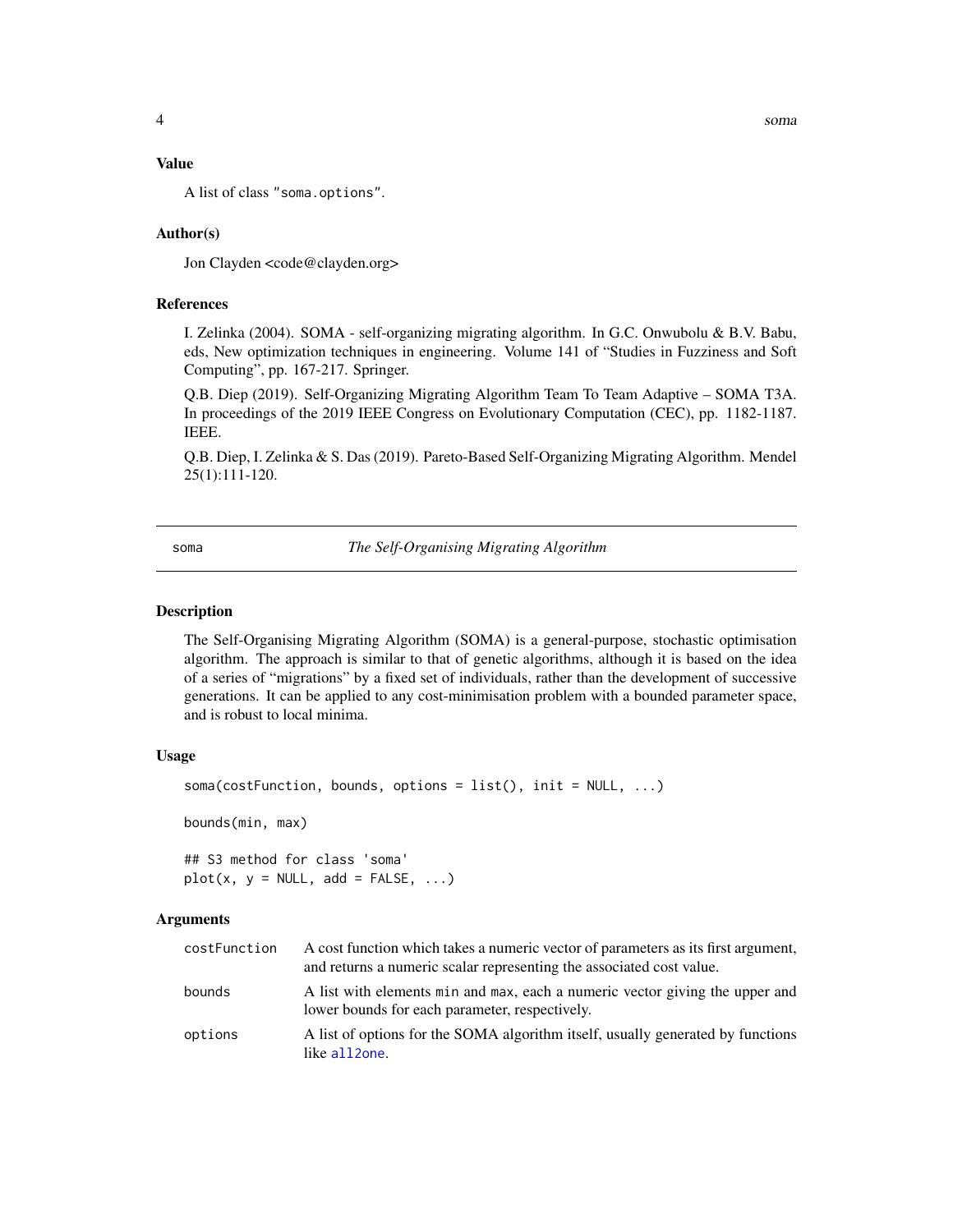## Value

A list of class "soma.options".

## Author(s)

Jon Clayden <code@clayden.org>

## References

I. Zelinka (2004). SOMA - self-organizing migrating algorithm. In G.C. Onwubolu & B.V. Babu, eds, New optimization techniques in engineering. Volume 141 of "Studies in Fuzziness and Soft Computing", pp. 167-217. Springer.

Q.B. Diep (2019). Self-Organizing Migrating Algorithm Team To Team Adaptive – SOMA T3A. In proceedings of the 2019 IEEE Congress on Evolutionary Computation (CEC), pp. 1182-1187. IEEE.

Q.B. Diep, I. Zelinka & S. Das (2019). Pareto-Based Self-Organizing Migrating Algorithm. Mendel 25(1):111-120.

---

# soma — *The Self-Organising Migrating Algorithm*

## Description

The Self-Organising Migrating Algorithm (SOMA) is a general-purpose, stochastic optimisation algorithm. The approach is similar to that of genetic algorithms, although it is based on the idea of a series of "migrations" by a fixed set of individuals, rather than the development of successive generations. It can be applied to any cost-minimisation problem with a bounded parameter space, and is robust to local minima.

## Usage

```
soma(costFunction, bounds, options = list(), init = NULL, ...)

bounds(min, max)

## S3 method for class 'soma'
plot(x, y = NULL, add = FALSE, ...)
```

## Arguments

| | |
|---|---|
| costFunction | A cost function which takes a numeric vector of parameters as its first argument, and returns a numeric scalar representing the associated cost value. |
| bounds | A list with elements min and max, each a numeric vector giving the upper and lower bounds for each parameter, respectively. |
| options | A list of options for the SOMA algorithm itself, usually generated by functions like all2one. |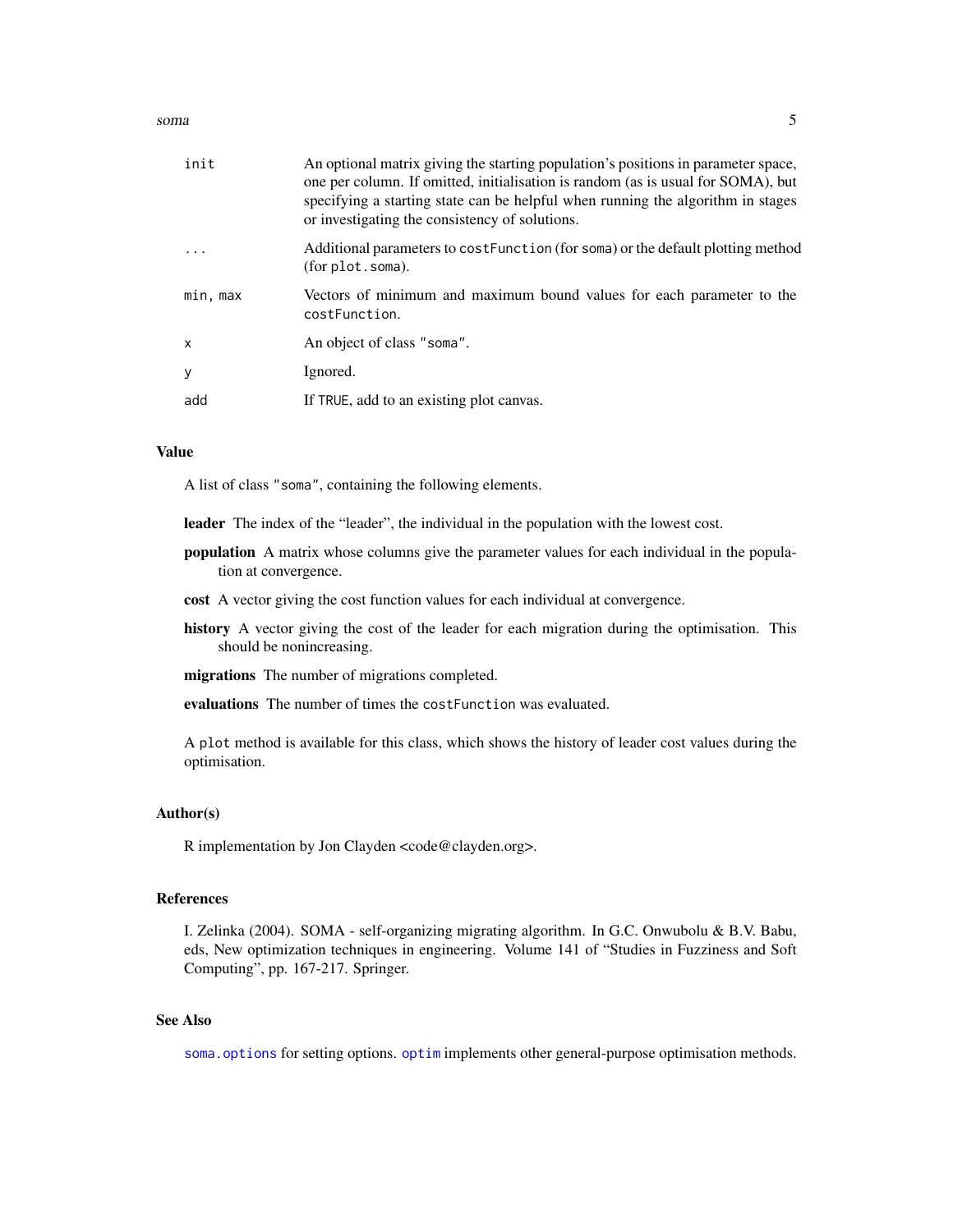| | |
|---|---|
| init | An optional matrix giving the starting population's positions in parameter space, one per column. If omitted, initialisation is random (as is usual for SOMA), but specifying a starting state can be helpful when running the algorithm in stages or investigating the consistency of solutions. |
| ... | Additional parameters to `costFunction` (for `soma`) or the default plotting method (for `plot.soma`). |
| min, max | Vectors of minimum and maximum bound values for each parameter to the `costFunction`. |
| x | An object of class `"soma"`. |
| y | Ignored. |
| add | If `TRUE`, add to an existing plot canvas. |

## Value

A list of class `"soma"`, containing the following elements.

**leader** The index of the "leader", the individual in the population with the lowest cost.

**population** A matrix whose columns give the parameter values for each individual in the population at convergence.

**cost** A vector giving the cost function values for each individual at convergence.

**history** A vector giving the cost of the leader for each migration during the optimisation. This should be nonincreasing.

**migrations** The number of migrations completed.

**evaluations** The number of times the `costFunction` was evaluated.

A `plot` method is available for this class, which shows the history of leader cost values during the optimisation.

## Author(s)

R implementation by Jon Clayden <code@clayden.org>.

## References

I. Zelinka (2004). SOMA - self-organizing migrating algorithm. In G.C. Onwubolu & B.V. Babu, eds, New optimization techniques in engineering. Volume 141 of "Studies in Fuzziness and Soft Computing", pp. 167-217. Springer.

## See Also

`soma.options` for setting options. `optim` implements other general-purpose optimisation methods.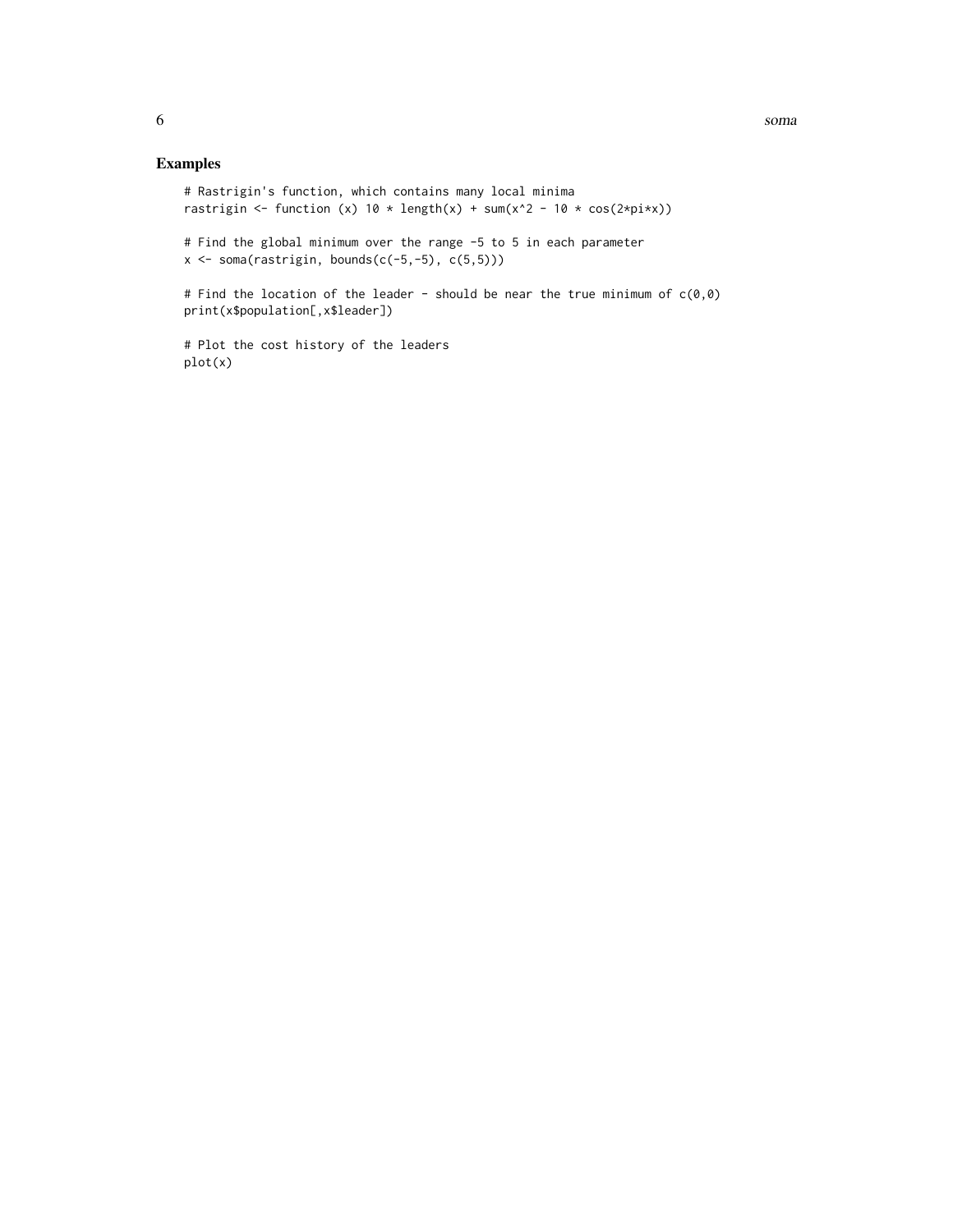## Examples

```
# Rastrigin's function, which contains many local minima
rastrigin <- function (x) 10 * length(x) + sum(x^2 - 10 * cos(2*pi*x))

# Find the global minimum over the range -5 to 5 in each parameter
x <- soma(rastrigin, bounds(c(-5,-5), c(5,5)))

# Find the location of the leader - should be near the true minimum of c(0,0)
print(x$population[,x$leader])

# Plot the cost history of the leaders
plot(x)
```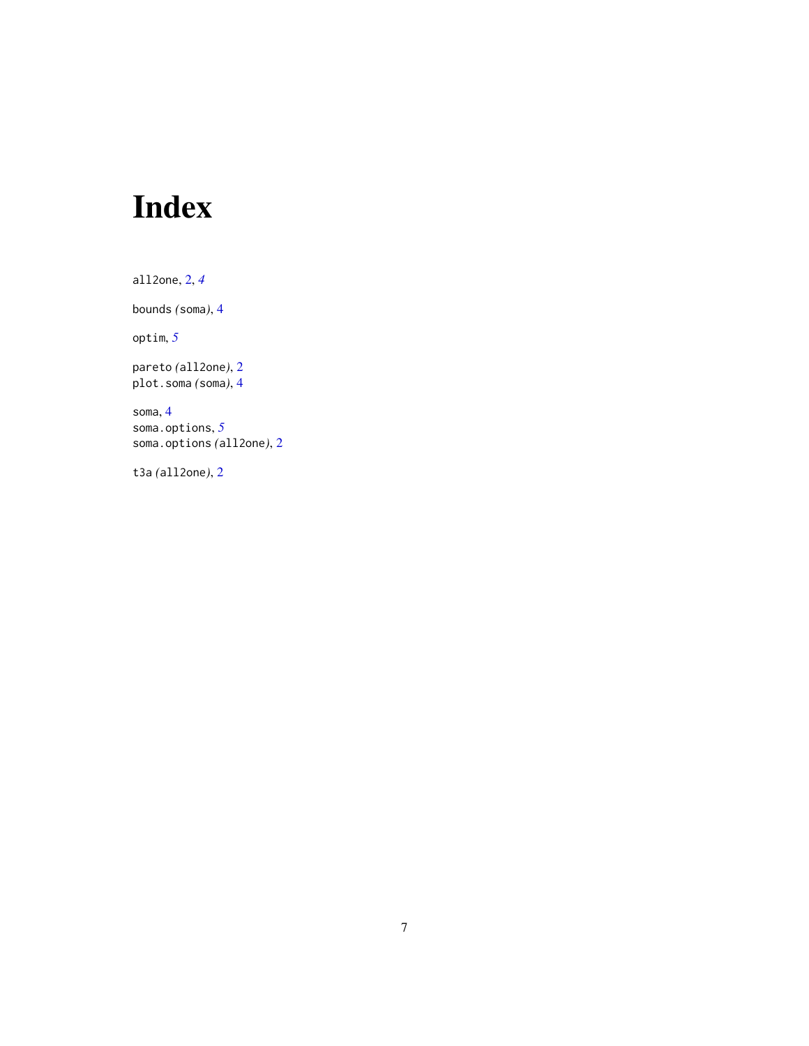# Index

all2one, 2, *4*

bounds *(*soma*)*, 4

optim, *5*

pareto *(*all2one*)*, 2
plot.soma *(*soma*)*, 4

soma, 4
soma.options, *5*
soma.options *(*all2one*)*, 2

t3a *(*all2one*)*, 2